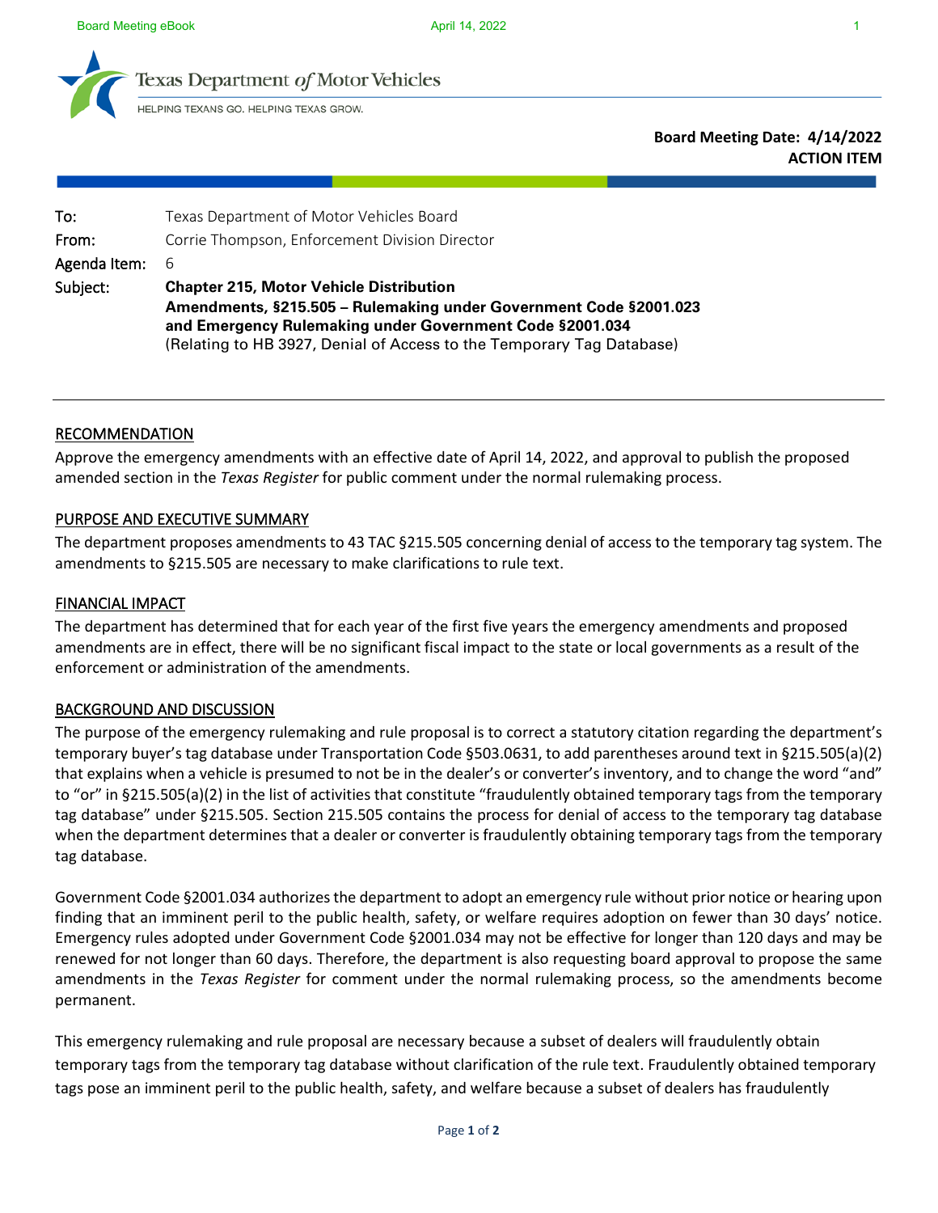Texas Department of Motor Vehicles

HELPING TEXANS GO. HELPING TEXAS GROW.

**Board Meeting Date: 4/14/2022**
**ACTION ITEM**

| | |
|---|---|
| To: | Texas Department of Motor Vehicles Board |
| From: | Corrie Thompson, Enforcement Division Director |
| Agenda Item: | 6 |
| Subject: | **Chapter 215, Motor Vehicle Distribution Amendments, §215.505 – Rulemaking under Government Code §2001.023 and Emergency Rulemaking under Government Code §2001.034** (Relating to HB 3927, Denial of Access to the Temporary Tag Database) |

## RECOMMENDATION

Approve the emergency amendments with an effective date of April 14, 2022, and approval to publish the proposed amended section in the *Texas Register* for public comment under the normal rulemaking process.

## PURPOSE AND EXECUTIVE SUMMARY

The department proposes amendments to 43 TAC §215.505 concerning denial of access to the temporary tag system. The amendments to §215.505 are necessary to make clarifications to rule text.

## FINANCIAL IMPACT

The department has determined that for each year of the first five years the emergency amendments and proposed amendments are in effect, there will be no significant fiscal impact to the state or local governments as a result of the enforcement or administration of the amendments.

## BACKGROUND AND DISCUSSION

The purpose of the emergency rulemaking and rule proposal is to correct a statutory citation regarding the department's temporary buyer's tag database under Transportation Code §503.0631, to add parentheses around text in §215.505(a)(2) that explains when a vehicle is presumed to not be in the dealer's or converter's inventory, and to change the word "and" to "or" in §215.505(a)(2) in the list of activities that constitute "fraudulently obtained temporary tags from the temporary tag database" under §215.505. Section 215.505 contains the process for denial of access to the temporary tag database when the department determines that a dealer or converter is fraudulently obtaining temporary tags from the temporary tag database.

Government Code §2001.034 authorizes the department to adopt an emergency rule without prior notice or hearing upon finding that an imminent peril to the public health, safety, or welfare requires adoption on fewer than 30 days' notice. Emergency rules adopted under Government Code §2001.034 may not be effective for longer than 120 days and may be renewed for not longer than 60 days. Therefore, the department is also requesting board approval to propose the same amendments in the *Texas Register* for comment under the normal rulemaking process, so the amendments become permanent.

This emergency rulemaking and rule proposal are necessary because a subset of dealers will fraudulently obtain temporary tags from the temporary tag database without clarification of the rule text. Fraudulently obtained temporary tags pose an imminent peril to the public health, safety, and welfare because a subset of dealers has fraudulently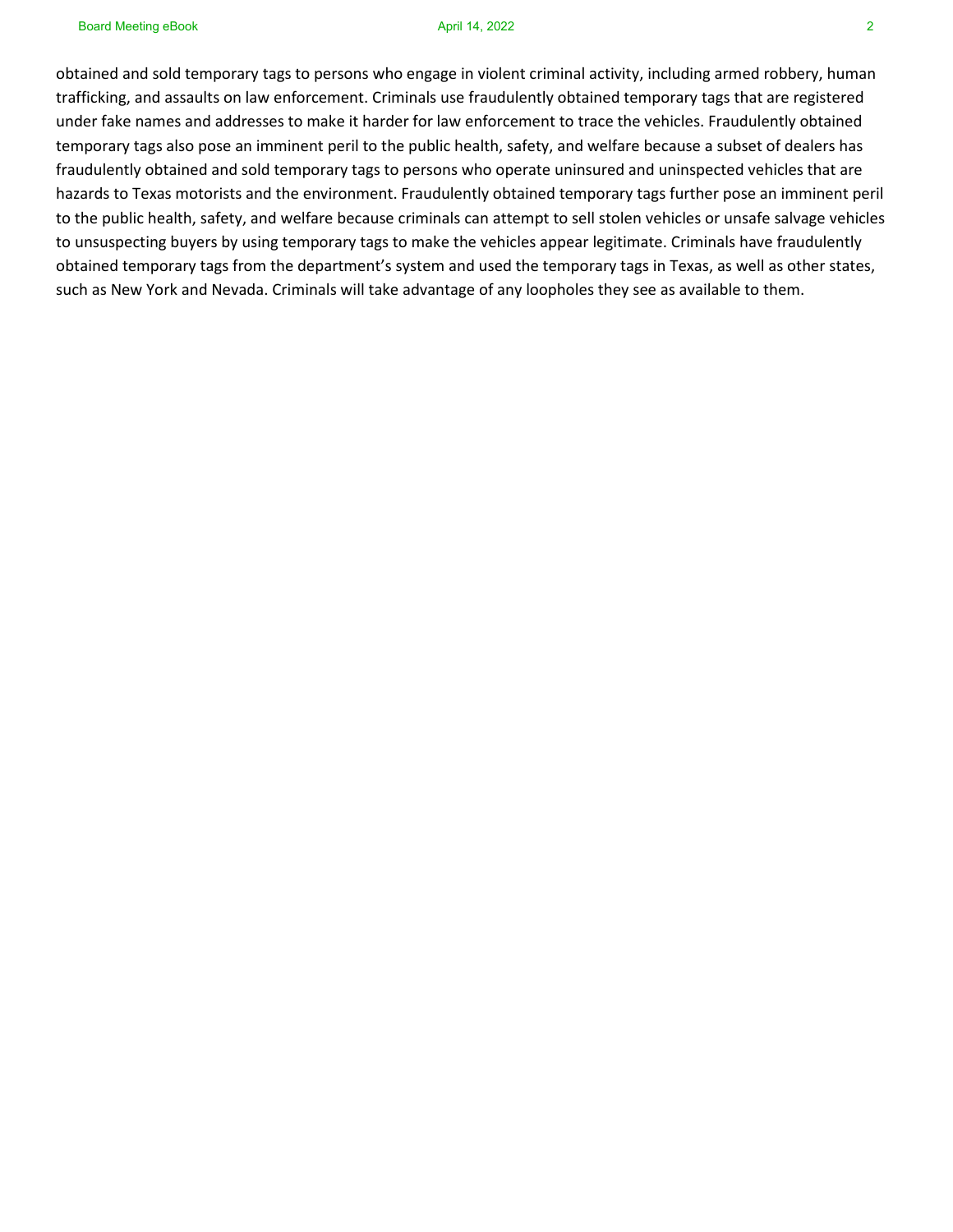obtained and sold temporary tags to persons who engage in violent criminal activity, including armed robbery, human trafficking, and assaults on law enforcement. Criminals use fraudulently obtained temporary tags that are registered under fake names and addresses to make it harder for law enforcement to trace the vehicles. Fraudulently obtained temporary tags also pose an imminent peril to the public health, safety, and welfare because a subset of dealers has fraudulently obtained and sold temporary tags to persons who operate uninsured and uninspected vehicles that are hazards to Texas motorists and the environment. Fraudulently obtained temporary tags further pose an imminent peril to the public health, safety, and welfare because criminals can attempt to sell stolen vehicles or unsafe salvage vehicles to unsuspecting buyers by using temporary tags to make the vehicles appear legitimate. Criminals have fraudulently obtained temporary tags from the department's system and used the temporary tags in Texas, as well as other states, such as New York and Nevada. Criminals will take advantage of any loopholes they see as available to them.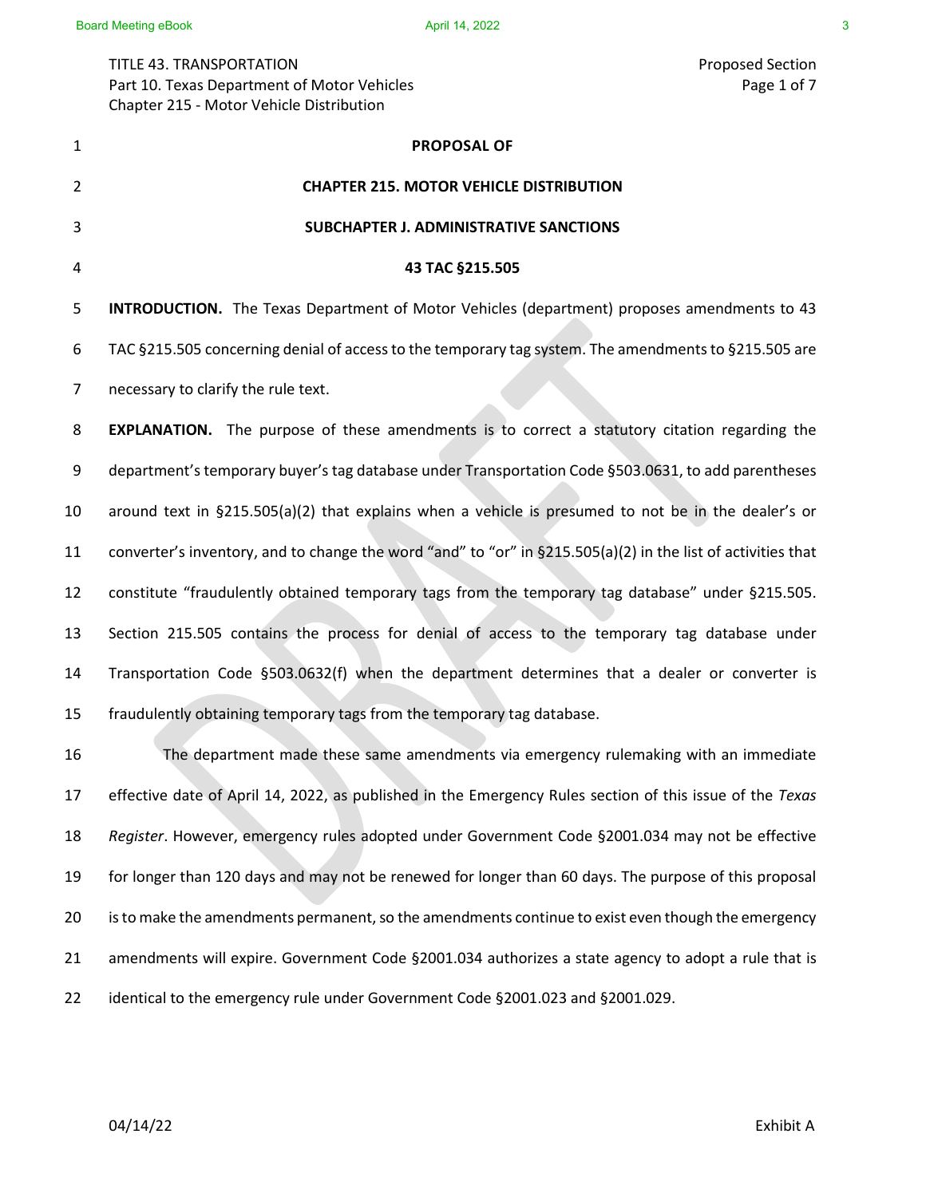TITLE 43. TRANSPORTATION
Part 10. Texas Department of Motor Vehicles
Chapter 215 - Motor Vehicle Distribution

Proposed Section

**PROPOSAL OF**

**CHAPTER 215. MOTOR VEHICLE DISTRIBUTION**

**SUBCHAPTER J. ADMINISTRATIVE SANCTIONS**

**43 TAC §215.505**

**INTRODUCTION.** The Texas Department of Motor Vehicles (department) proposes amendments to 43 TAC §215.505 concerning denial of access to the temporary tag system. The amendments to §215.505 are necessary to clarify the rule text.

**EXPLANATION.** The purpose of these amendments is to correct a statutory citation regarding the department's temporary buyer's tag database under Transportation Code §503.0631, to add parentheses around text in §215.505(a)(2) that explains when a vehicle is presumed to not be in the dealer's or converter's inventory, and to change the word "and" to "or" in §215.505(a)(2) in the list of activities that constitute "fraudulently obtained temporary tags from the temporary tag database" under §215.505. Section 215.505 contains the process for denial of access to the temporary tag database under Transportation Code §503.0632(f) when the department determines that a dealer or converter is fraudulently obtaining temporary tags from the temporary tag database.

The department made these same amendments via emergency rulemaking with an immediate effective date of April 14, 2022, as published in the Emergency Rules section of this issue of the *Texas Register*. However, emergency rules adopted under Government Code §2001.034 may not be effective for longer than 120 days and may not be renewed for longer than 60 days. The purpose of this proposal is to make the amendments permanent, so the amendments continue to exist even though the emergency amendments will expire. Government Code §2001.034 authorizes a state agency to adopt a rule that is identical to the emergency rule under Government Code §2001.023 and §2001.029.

04/14/22 Exhibit A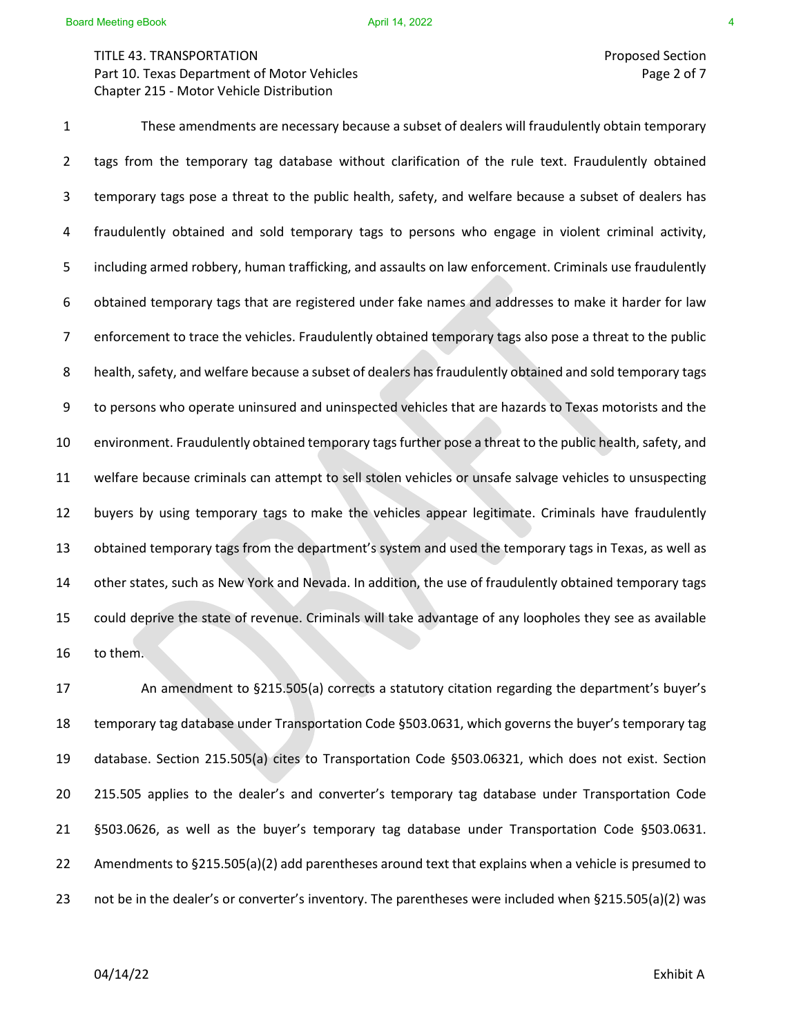These amendments are necessary because a subset of dealers will fraudulently obtain temporary tags from the temporary tag database without clarification of the rule text. Fraudulently obtained temporary tags pose a threat to the public health, safety, and welfare because a subset of dealers has fraudulently obtained and sold temporary tags to persons who engage in violent criminal activity, including armed robbery, human trafficking, and assaults on law enforcement. Criminals use fraudulently obtained temporary tags that are registered under fake names and addresses to make it harder for law enforcement to trace the vehicles. Fraudulently obtained temporary tags also pose a threat to the public health, safety, and welfare because a subset of dealers has fraudulently obtained and sold temporary tags to persons who operate uninsured and uninspected vehicles that are hazards to Texas motorists and the environment. Fraudulently obtained temporary tags further pose a threat to the public health, safety, and welfare because criminals can attempt to sell stolen vehicles or unsafe salvage vehicles to unsuspecting buyers by using temporary tags to make the vehicles appear legitimate. Criminals have fraudulently obtained temporary tags from the department's system and used the temporary tags in Texas, as well as other states, such as New York and Nevada. In addition, the use of fraudulently obtained temporary tags could deprive the state of revenue. Criminals will take advantage of any loopholes they see as available to them.

An amendment to §215.505(a) corrects a statutory citation regarding the department's buyer's temporary tag database under Transportation Code §503.0631, which governs the buyer's temporary tag database. Section 215.505(a) cites to Transportation Code §503.06321, which does not exist. Section 215.505 applies to the dealer's and converter's temporary tag database under Transportation Code §503.0626, as well as the buyer's temporary tag database under Transportation Code §503.0631. Amendments to §215.505(a)(2) add parentheses around text that explains when a vehicle is presumed to not be in the dealer's or converter's inventory. The parentheses were included when §215.505(a)(2) was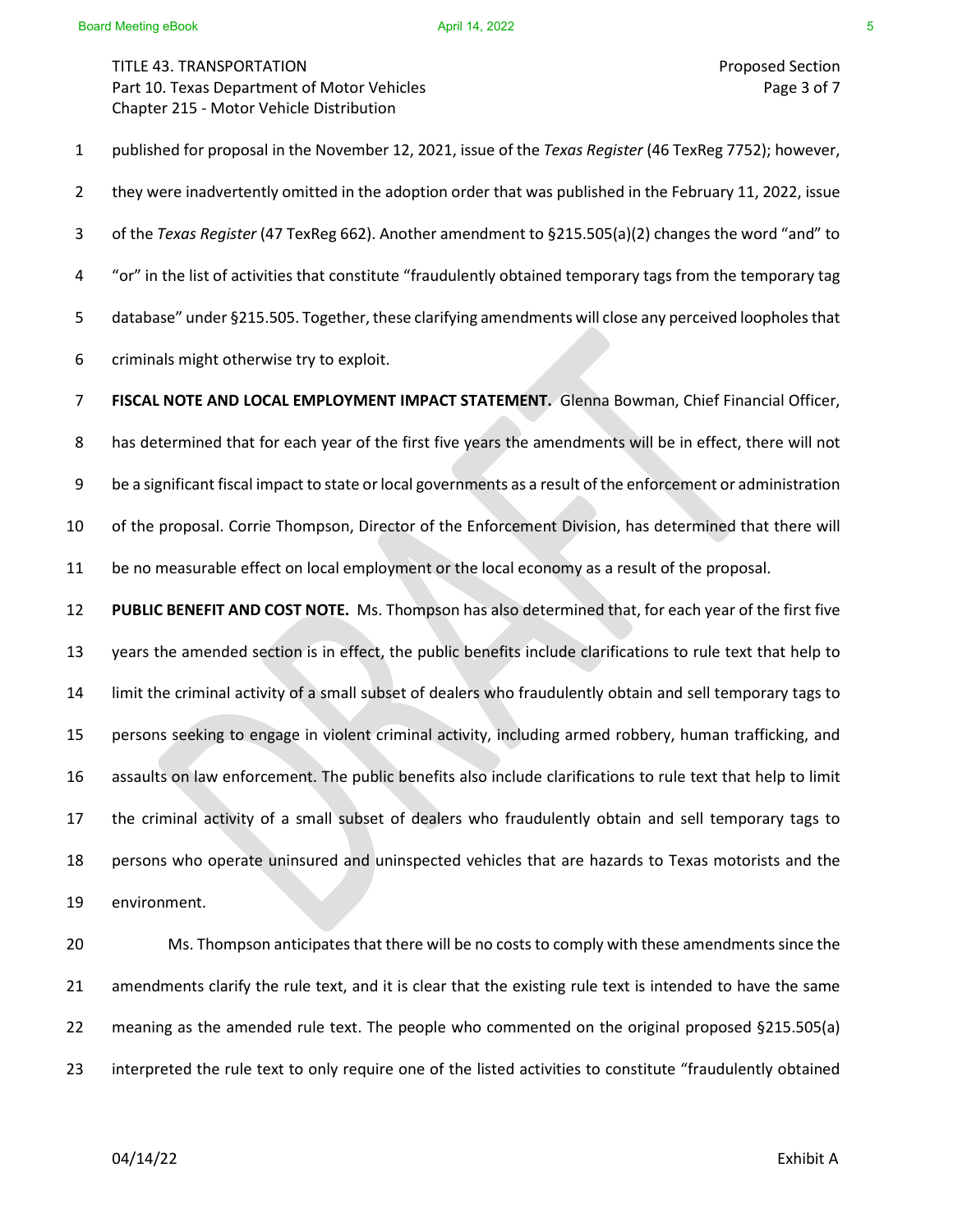TITLE 43. TRANSPORTATION
Part 10. Texas Department of Motor Vehicles
Chapter 215 - Motor Vehicle Distribution

Proposed Section

published for proposal in the November 12, 2021, issue of the *Texas Register* (46 TexReg 7752); however, they were inadvertently omitted in the adoption order that was published in the February 11, 2022, issue of the *Texas Register* (47 TexReg 662). Another amendment to §215.505(a)(2) changes the word "and" to "or" in the list of activities that constitute "fraudulently obtained temporary tags from the temporary tag database" under §215.505. Together, these clarifying amendments will close any perceived loopholes that criminals might otherwise try to exploit.

**FISCAL NOTE AND LOCAL EMPLOYMENT IMPACT STATEMENT.** Glenna Bowman, Chief Financial Officer, has determined that for each year of the first five years the amendments will be in effect, there will not be a significant fiscal impact to state or local governments as a result of the enforcement or administration of the proposal. Corrie Thompson, Director of the Enforcement Division, has determined that there will be no measurable effect on local employment or the local economy as a result of the proposal.

**PUBLIC BENEFIT AND COST NOTE.** Ms. Thompson has also determined that, for each year of the first five years the amended section is in effect, the public benefits include clarifications to rule text that help to limit the criminal activity of a small subset of dealers who fraudulently obtain and sell temporary tags to persons seeking to engage in violent criminal activity, including armed robbery, human trafficking, and assaults on law enforcement. The public benefits also include clarifications to rule text that help to limit the criminal activity of a small subset of dealers who fraudulently obtain and sell temporary tags to persons who operate uninsured and uninspected vehicles that are hazards to Texas motorists and the environment.

Ms. Thompson anticipates that there will be no costs to comply with these amendments since the amendments clarify the rule text, and it is clear that the existing rule text is intended to have the same meaning as the amended rule text. The people who commented on the original proposed §215.505(a) interpreted the rule text to only require one of the listed activities to constitute "fraudulently obtained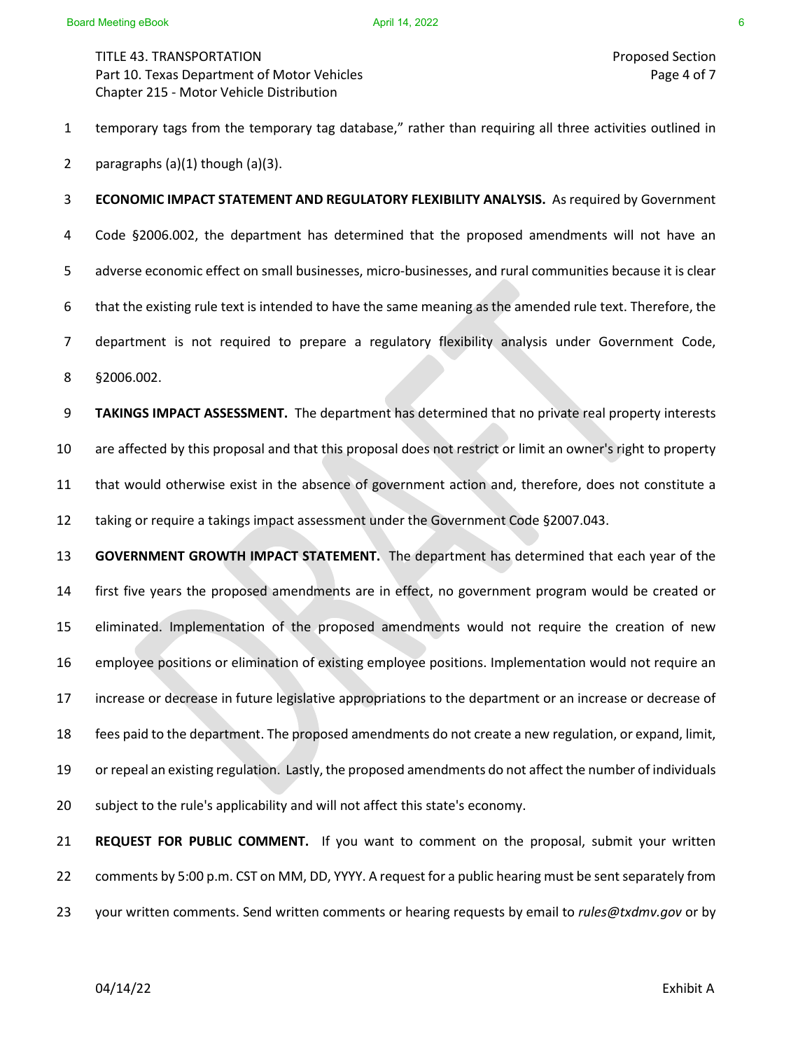temporary tags from the temporary tag database," rather than requiring all three activities outlined in paragraphs (a)(1) though (a)(3).

**ECONOMIC IMPACT STATEMENT AND REGULATORY FLEXIBILITY ANALYSIS.** As required by Government Code §2006.002, the department has determined that the proposed amendments will not have an adverse economic effect on small businesses, micro-businesses, and rural communities because it is clear that the existing rule text is intended to have the same meaning as the amended rule text. Therefore, the department is not required to prepare a regulatory flexibility analysis under Government Code, §2006.002.

**TAKINGS IMPACT ASSESSMENT.** The department has determined that no private real property interests are affected by this proposal and that this proposal does not restrict or limit an owner's right to property that would otherwise exist in the absence of government action and, therefore, does not constitute a taking or require a takings impact assessment under the Government Code §2007.043.

**GOVERNMENT GROWTH IMPACT STATEMENT.** The department has determined that each year of the first five years the proposed amendments are in effect, no government program would be created or eliminated. Implementation of the proposed amendments would not require the creation of new employee positions or elimination of existing employee positions. Implementation would not require an increase or decrease in future legislative appropriations to the department or an increase or decrease of fees paid to the department. The proposed amendments do not create a new regulation, or expand, limit, or repeal an existing regulation. Lastly, the proposed amendments do not affect the number of individuals subject to the rule's applicability and will not affect this state's economy.

**REQUEST FOR PUBLIC COMMENT.** If you want to comment on the proposal, submit your written comments by 5:00 p.m. CST on MM, DD, YYYY. A request for a public hearing must be sent separately from your written comments. Send written comments or hearing requests by email to *rules@txdmv.gov* or by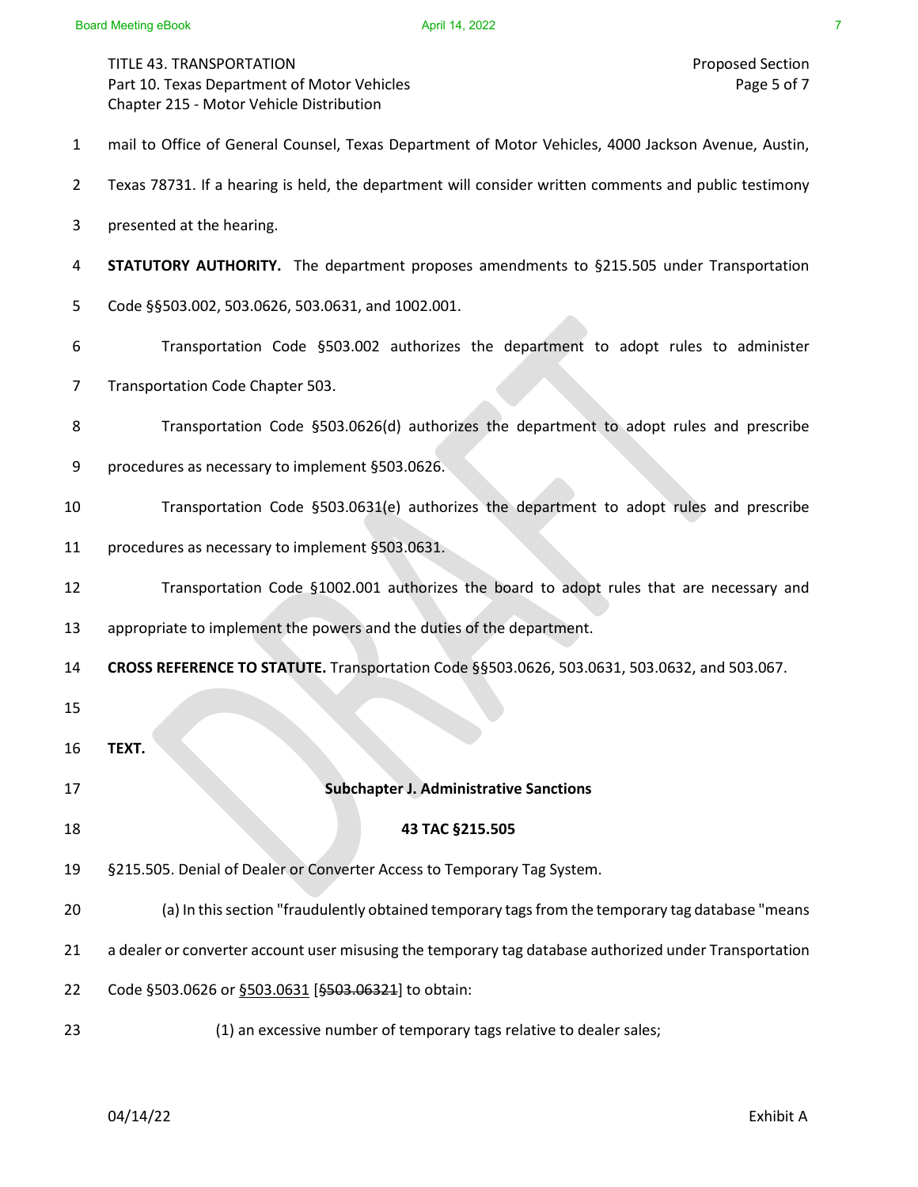mail to Office of General Counsel, Texas Department of Motor Vehicles, 4000 Jackson Avenue, Austin, Texas 78731. If a hearing is held, the department will consider written comments and public testimony presented at the hearing.

**STATUTORY AUTHORITY.** The department proposes amendments to §215.505 under Transportation Code §§503.002, 503.0626, 503.0631, and 1002.001.

Transportation Code §503.002 authorizes the department to adopt rules to administer Transportation Code Chapter 503.

Transportation Code §503.0626(d) authorizes the department to adopt rules and prescribe procedures as necessary to implement §503.0626.

Transportation Code §503.0631(e) authorizes the department to adopt rules and prescribe procedures as necessary to implement §503.0631.

Transportation Code §1002.001 authorizes the board to adopt rules that are necessary and appropriate to implement the powers and the duties of the department.

**CROSS REFERENCE TO STATUTE.** Transportation Code §§503.0626, 503.0631, 503.0632, and 503.067.

**TEXT.**

**Subchapter J. Administrative Sanctions**

**43 TAC §215.505**

§215.505. Denial of Dealer or Converter Access to Temporary Tag System.

(a) In this section "fraudulently obtained temporary tags from the temporary tag database "means a dealer or converter account user misusing the temporary tag database authorized under Transportation Code §503.0626 or <u>§503.0631</u> [~~§503.06321~~] to obtain:

(1) an excessive number of temporary tags relative to dealer sales;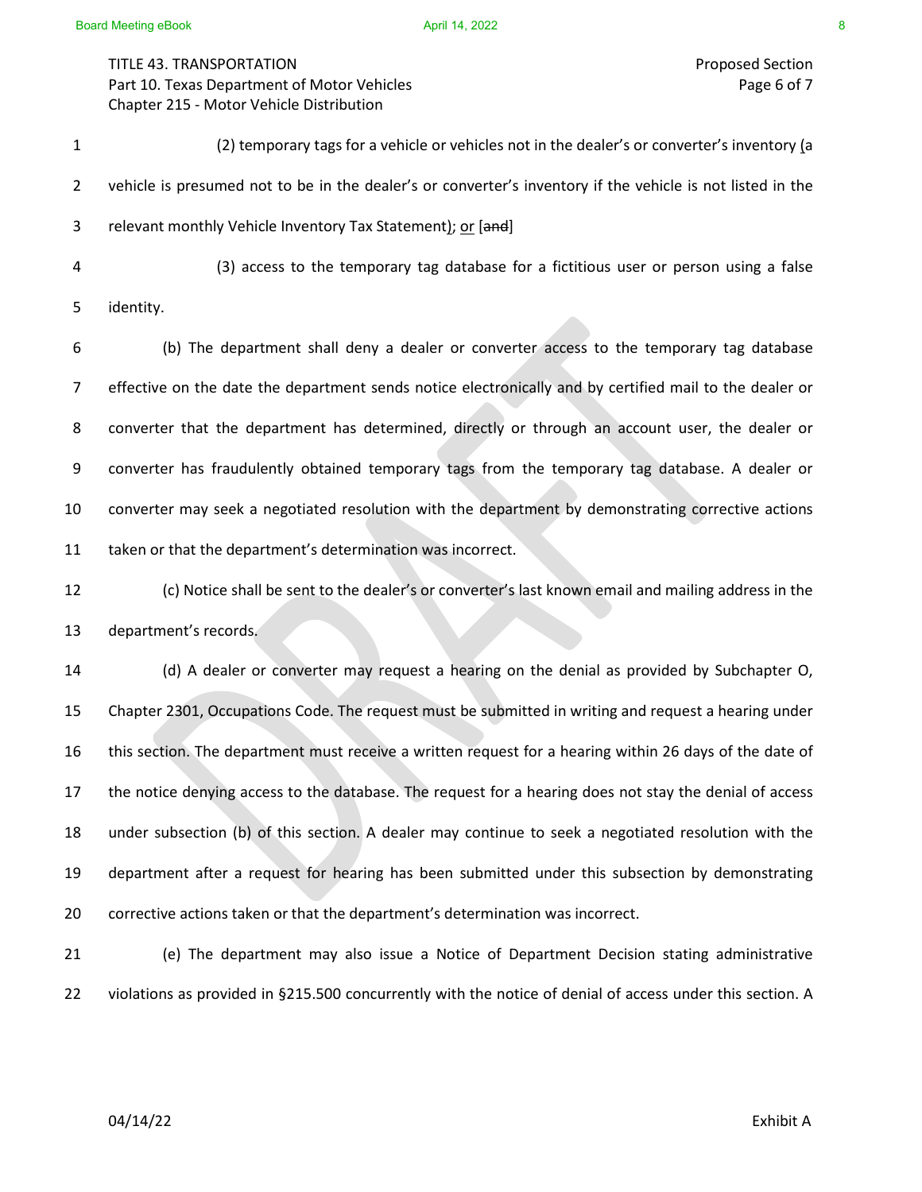(2) temporary tags for a vehicle or vehicles not in the dealer's or converter's inventory (a vehicle is presumed not to be in the dealer's or converter's inventory if the vehicle is not listed in the relevant monthly Vehicle Inventory Tax Statement); or [~~and~~]

(3) access to the temporary tag database for a fictitious user or person using a false identity.

(b) The department shall deny a dealer or converter access to the temporary tag database effective on the date the department sends notice electronically and by certified mail to the dealer or converter that the department has determined, directly or through an account user, the dealer or converter has fraudulently obtained temporary tags from the temporary tag database. A dealer or converter may seek a negotiated resolution with the department by demonstrating corrective actions taken or that the department's determination was incorrect.

(c) Notice shall be sent to the dealer's or converter's last known email and mailing address in the department's records.

(d) A dealer or converter may request a hearing on the denial as provided by Subchapter O, Chapter 2301, Occupations Code. The request must be submitted in writing and request a hearing under this section. The department must receive a written request for a hearing within 26 days of the date of the notice denying access to the database. The request for a hearing does not stay the denial of access under subsection (b) of this section. A dealer may continue to seek a negotiated resolution with the department after a request for hearing has been submitted under this subsection by demonstrating corrective actions taken or that the department's determination was incorrect.

(e) The department may also issue a Notice of Department Decision stating administrative violations as provided in §215.500 concurrently with the notice of denial of access under this section. A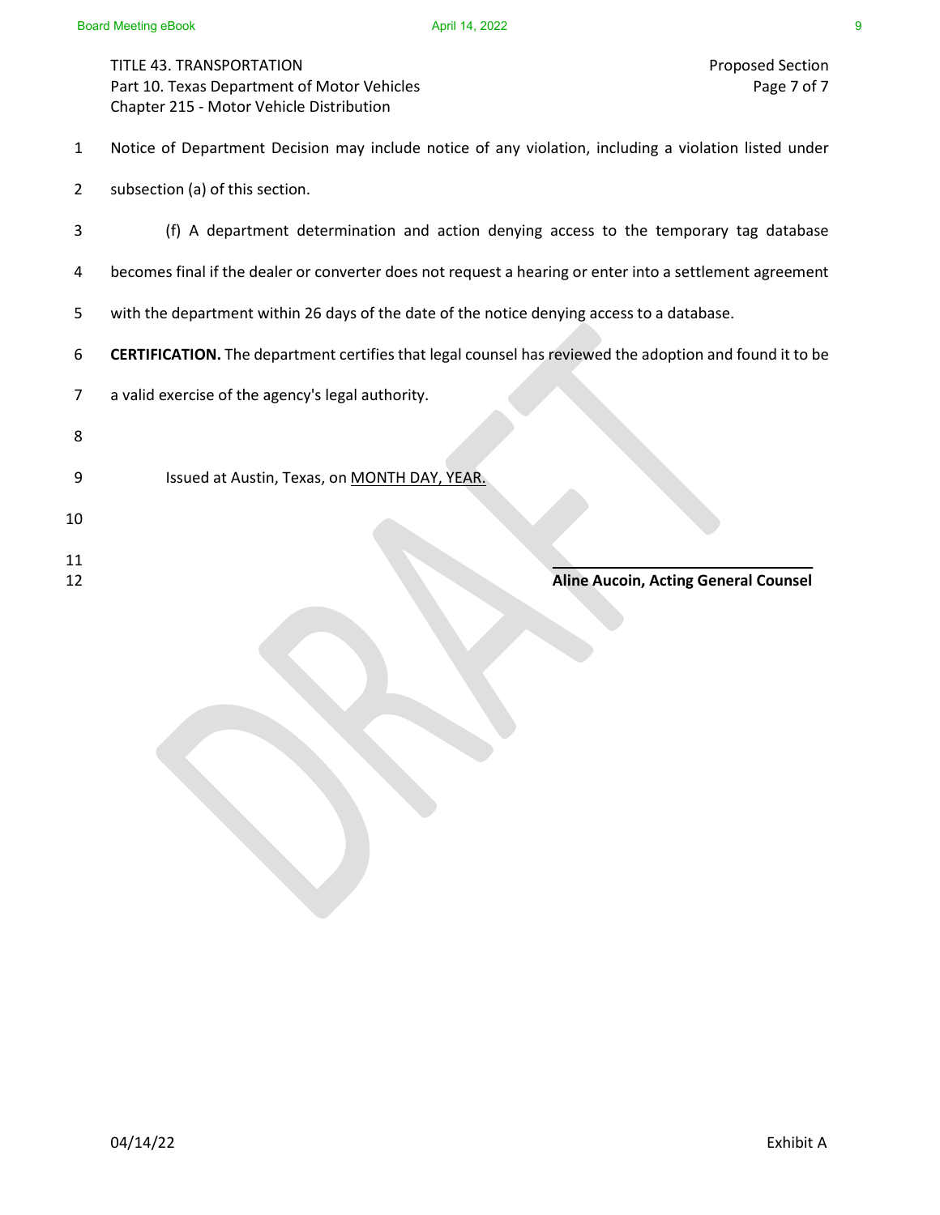Notice of Department Decision may include notice of any violation, including a violation listed under subsection (a) of this section.

(f) A department determination and action denying access to the temporary tag database becomes final if the dealer or converter does not request a hearing or enter into a settlement agreement with the department within 26 days of the date of the notice denying access to a database.

**CERTIFICATION.** The department certifies that legal counsel has reviewed the adoption and found it to be a valid exercise of the agency's legal authority.

Issued at Austin, Texas, on MONTH DAY, YEAR.

\_\_\_\_\_\_\_\_\_\_\_\_\_\_\_\_\_\_\_\_\_\_\_\_\_\_\_\_\_\_\_\_\_\_\_\_

**Aline Aucoin, Acting General Counsel**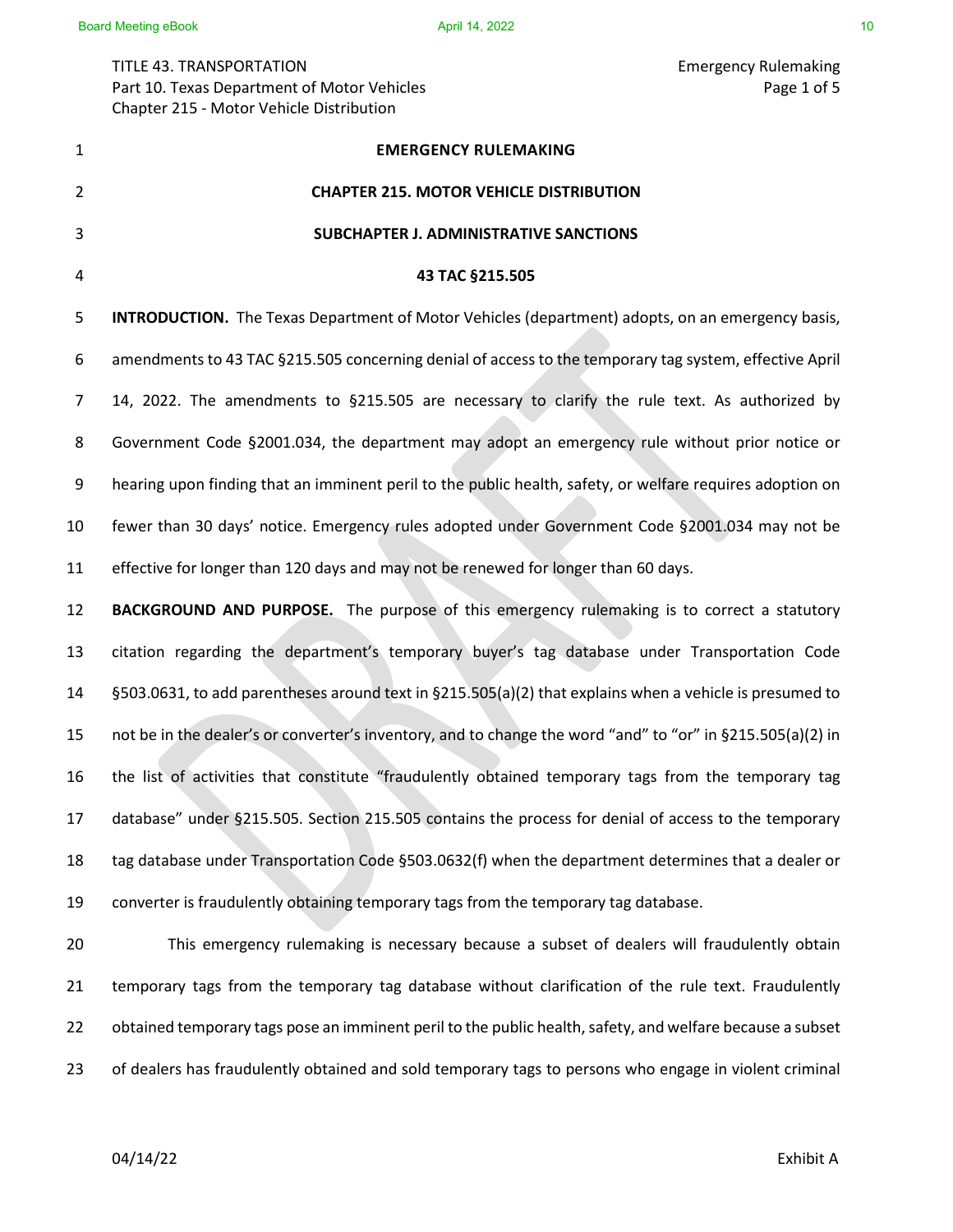TITLE 43. TRANSPORTATION
Part 10. Texas Department of Motor Vehicles
Chapter 215 - Motor Vehicle Distribution

Emergency Rulemaking

# EMERGENCY RULEMAKING

## CHAPTER 215. MOTOR VEHICLE DISTRIBUTION

## SUBCHAPTER J. ADMINISTRATIVE SANCTIONS

## 43 TAC §215.505

**INTRODUCTION.** The Texas Department of Motor Vehicles (department) adopts, on an emergency basis, amendments to 43 TAC §215.505 concerning denial of access to the temporary tag system, effective April 14, 2022. The amendments to §215.505 are necessary to clarify the rule text. As authorized by Government Code §2001.034, the department may adopt an emergency rule without prior notice or hearing upon finding that an imminent peril to the public health, safety, or welfare requires adoption on fewer than 30 days' notice. Emergency rules adopted under Government Code §2001.034 may not be effective for longer than 120 days and may not be renewed for longer than 60 days.

**BACKGROUND AND PURPOSE.** The purpose of this emergency rulemaking is to correct a statutory citation regarding the department's temporary buyer's tag database under Transportation Code §503.0631, to add parentheses around text in §215.505(a)(2) that explains when a vehicle is presumed to not be in the dealer's or converter's inventory, and to change the word "and" to "or" in §215.505(a)(2) in the list of activities that constitute "fraudulently obtained temporary tags from the temporary tag database" under §215.505. Section 215.505 contains the process for denial of access to the temporary tag database under Transportation Code §503.0632(f) when the department determines that a dealer or converter is fraudulently obtaining temporary tags from the temporary tag database.

This emergency rulemaking is necessary because a subset of dealers will fraudulently obtain temporary tags from the temporary tag database without clarification of the rule text. Fraudulently obtained temporary tags pose an imminent peril to the public health, safety, and welfare because a subset of dealers has fraudulently obtained and sold temporary tags to persons who engage in violent criminal

04/14/22 Exhibit A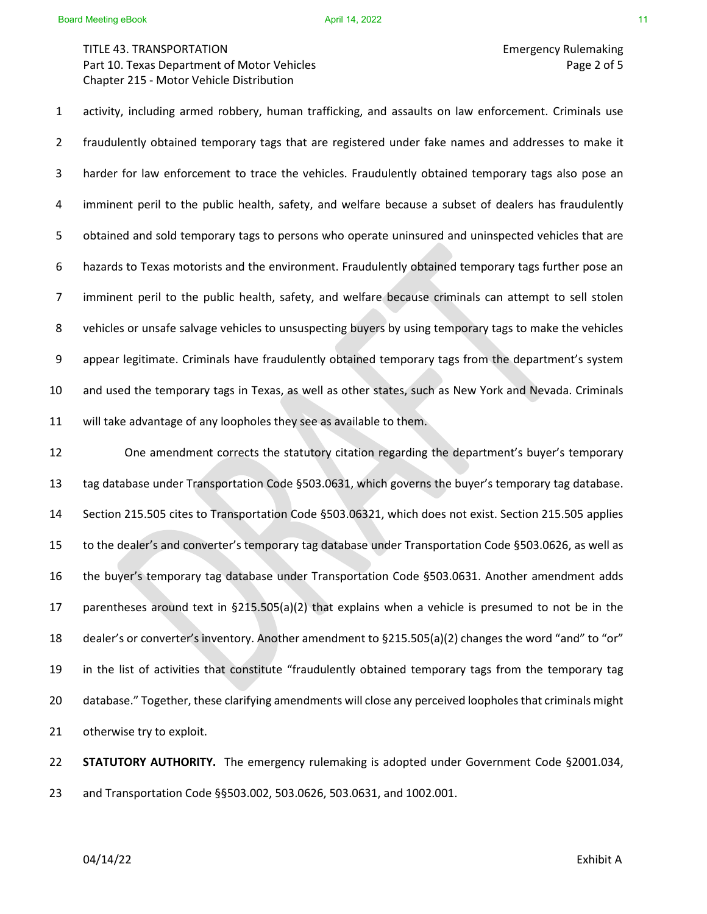activity, including armed robbery, human trafficking, and assaults on law enforcement. Criminals use fraudulently obtained temporary tags that are registered under fake names and addresses to make it harder for law enforcement to trace the vehicles. Fraudulently obtained temporary tags also pose an imminent peril to the public health, safety, and welfare because a subset of dealers has fraudulently obtained and sold temporary tags to persons who operate uninsured and uninspected vehicles that are hazards to Texas motorists and the environment. Fraudulently obtained temporary tags further pose an imminent peril to the public health, safety, and welfare because criminals can attempt to sell stolen vehicles or unsafe salvage vehicles to unsuspecting buyers by using temporary tags to make the vehicles appear legitimate. Criminals have fraudulently obtained temporary tags from the department's system and used the temporary tags in Texas, as well as other states, such as New York and Nevada. Criminals will take advantage of any loopholes they see as available to them.

One amendment corrects the statutory citation regarding the department's buyer's temporary tag database under Transportation Code §503.0631, which governs the buyer's temporary tag database. Section 215.505 cites to Transportation Code §503.06321, which does not exist. Section 215.505 applies to the dealer's and converter's temporary tag database under Transportation Code §503.0626, as well as the buyer's temporary tag database under Transportation Code §503.0631. Another amendment adds parentheses around text in §215.505(a)(2) that explains when a vehicle is presumed to not be in the dealer's or converter's inventory. Another amendment to §215.505(a)(2) changes the word "and" to "or" in the list of activities that constitute "fraudulently obtained temporary tags from the temporary tag database." Together, these clarifying amendments will close any perceived loopholes that criminals might otherwise try to exploit.

**STATUTORY AUTHORITY.** The emergency rulemaking is adopted under Government Code §2001.034, and Transportation Code §§503.002, 503.0626, 503.0631, and 1002.001.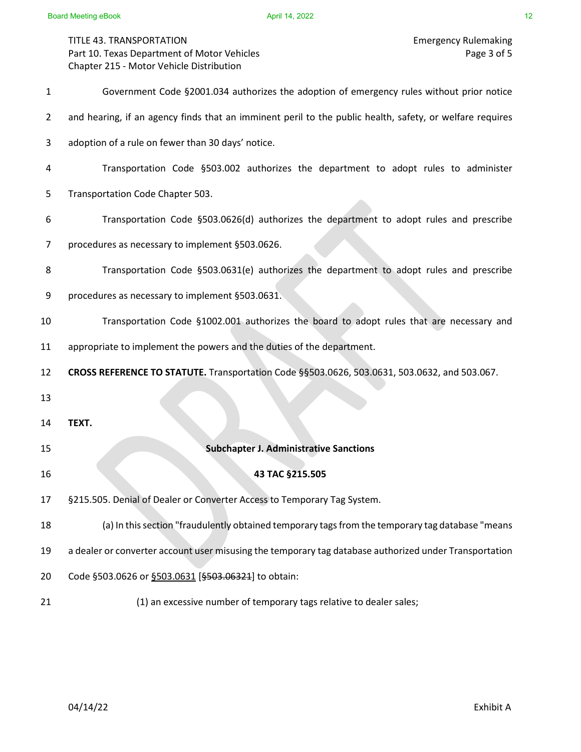Government Code §2001.034 authorizes the adoption of emergency rules without prior notice and hearing, if an agency finds that an imminent peril to the public health, safety, or welfare requires adoption of a rule on fewer than 30 days' notice.

Transportation Code §503.002 authorizes the department to adopt rules to administer Transportation Code Chapter 503.

Transportation Code §503.0626(d) authorizes the department to adopt rules and prescribe procedures as necessary to implement §503.0626.

Transportation Code §503.0631(e) authorizes the department to adopt rules and prescribe procedures as necessary to implement §503.0631.

Transportation Code §1002.001 authorizes the board to adopt rules that are necessary and appropriate to implement the powers and the duties of the department.

**CROSS REFERENCE TO STATUTE.** Transportation Code §§503.0626, 503.0631, 503.0632, and 503.067.

**TEXT.**

**Subchapter J. Administrative Sanctions**

**43 TAC §215.505**

§215.505. Denial of Dealer or Converter Access to Temporary Tag System.

(a) In this section "fraudulently obtained temporary tags from the temporary tag database "means a dealer or converter account user misusing the temporary tag database authorized under Transportation Code §503.0626 or <u>§503.0631</u> [~~§503.06321~~] to obtain:

(1) an excessive number of temporary tags relative to dealer sales;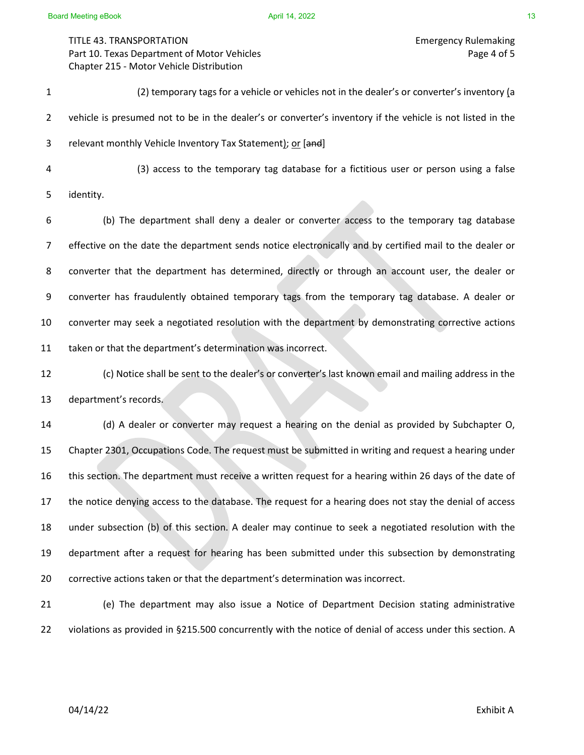(2) temporary tags for a vehicle or vehicles not in the dealer's or converter's inventory (a vehicle is presumed not to be in the dealer's or converter's inventory if the vehicle is not listed in the relevant monthly Vehicle Inventory Tax Statement); or [~~and~~]

(3) access to the temporary tag database for a fictitious user or person using a false identity.

(b) The department shall deny a dealer or converter access to the temporary tag database effective on the date the department sends notice electronically and by certified mail to the dealer or converter that the department has determined, directly or through an account user, the dealer or converter has fraudulently obtained temporary tags from the temporary tag database. A dealer or converter may seek a negotiated resolution with the department by demonstrating corrective actions taken or that the department's determination was incorrect.

(c) Notice shall be sent to the dealer's or converter's last known email and mailing address in the department's records.

(d) A dealer or converter may request a hearing on the denial as provided by Subchapter O, Chapter 2301, Occupations Code. The request must be submitted in writing and request a hearing under this section. The department must receive a written request for a hearing within 26 days of the date of the notice denying access to the database. The request for a hearing does not stay the denial of access under subsection (b) of this section. A dealer may continue to seek a negotiated resolution with the department after a request for hearing has been submitted under this subsection by demonstrating corrective actions taken or that the department's determination was incorrect.

(e) The department may also issue a Notice of Department Decision stating administrative violations as provided in §215.500 concurrently with the notice of denial of access under this section. A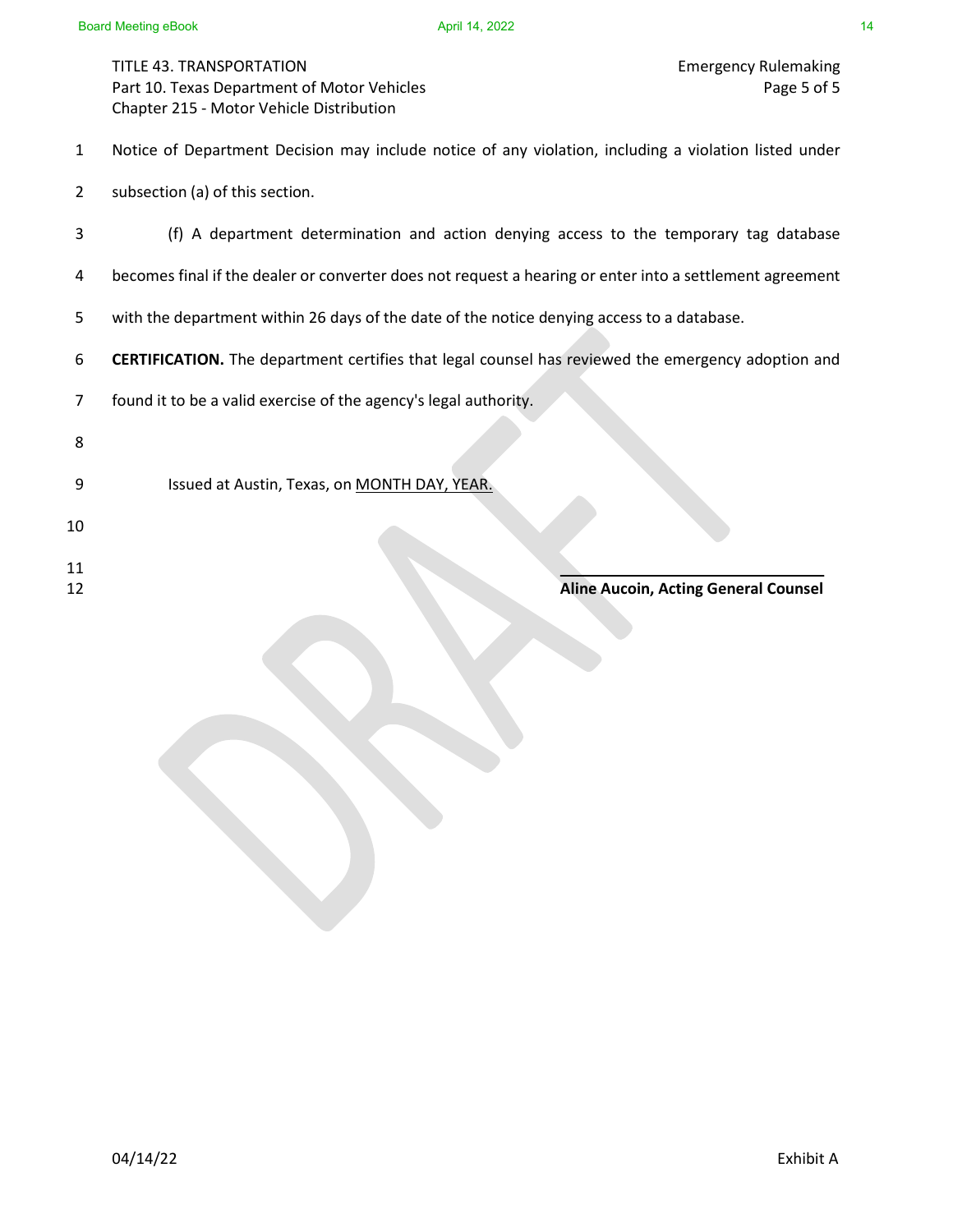Notice of Department Decision may include notice of any violation, including a violation listed under subsection (a) of this section.

(f) A department determination and action denying access to the temporary tag database becomes final if the dealer or converter does not request a hearing or enter into a settlement agreement with the department within 26 days of the date of the notice denying access to a database.

**CERTIFICATION.** The department certifies that legal counsel has reviewed the emergency adoption and found it to be a valid exercise of the agency's legal authority.

Issued at Austin, Texas, on MONTH DAY, YEAR.

\_\_\_\_\_\_\_\_\_\_\_\_\_\_\_\_\_\_\_\_\_\_\_\_\_\_\_\_\_\_\_\_\_\_\_\_

**Aline Aucoin, Acting General Counsel**